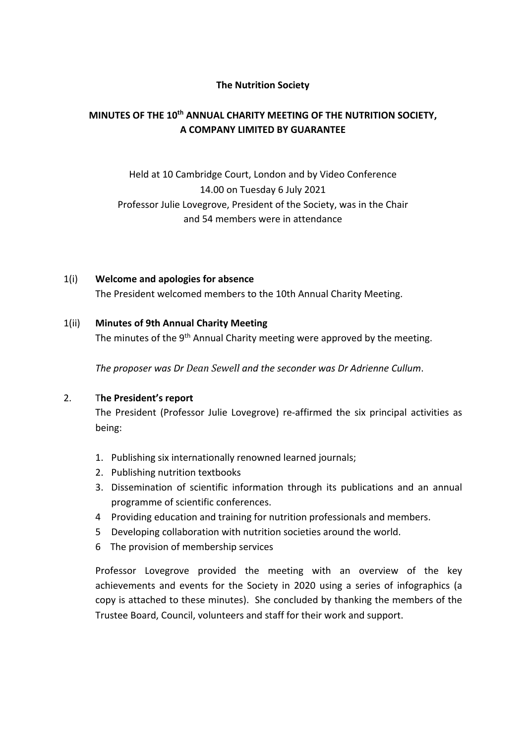**The Nutrition Society**

# MINUTES OF THE 10th ANNUAL CHARITY MEETING OF THE NUTRITION SOCIETY, A COMPANY LIMITED BY GUARANTEE

Held at 10 Cambridge Court, London and by Video Conference
14.00 on Tuesday 6 July 2021
Professor Julie Lovegrove, President of the Society, was in the Chair
and 54 members were in attendance

## 1(i) Welcome and apologies for absence

The President welcomed members to the 10th Annual Charity Meeting.

## 1(ii) Minutes of 9th Annual Charity Meeting

The minutes of the 9th Annual Charity meeting were approved by the meeting.

*The proposer was Dr Dean Sewell and the seconder was Dr Adrienne Cullum*.

## 2. The President's report

The President (Professor Julie Lovegrove) re-affirmed the six principal activities as being:

1. Publishing six internationally renowned learned journals;
2. Publishing nutrition textbooks
3. Dissemination of scientific information through its publications and an annual programme of scientific conferences.
4. Providing education and training for nutrition professionals and members.
5. Developing collaboration with nutrition societies around the world.
6. The provision of membership services

Professor Lovegrove provided the meeting with an overview of the key achievements and events for the Society in 2020 using a series of infographics (a copy is attached to these minutes). She concluded by thanking the members of the Trustee Board, Council, volunteers and staff for their work and support.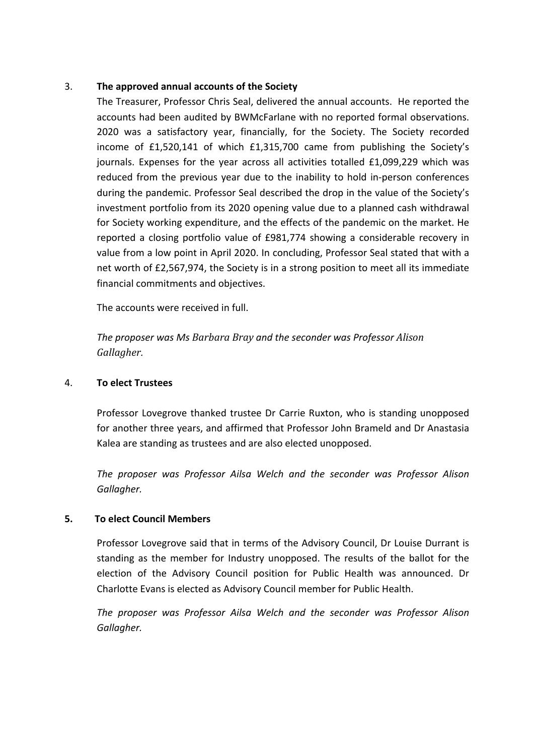3. **The approved annual accounts of the Society**

The Treasurer, Professor Chris Seal, delivered the annual accounts. He reported the accounts had been audited by BWMcFarlane with no reported formal observations. 2020 was a satisfactory year, financially, for the Society. The Society recorded income of £1,520,141 of which £1,315,700 came from publishing the Society's journals. Expenses for the year across all activities totalled £1,099,229 which was reduced from the previous year due to the inability to hold in-person conferences during the pandemic. Professor Seal described the drop in the value of the Society's investment portfolio from its 2020 opening value due to a planned cash withdrawal for Society working expenditure, and the effects of the pandemic on the market. He reported a closing portfolio value of £981,774 showing a considerable recovery in value from a low point in April 2020. In concluding, Professor Seal stated that with a net worth of £2,567,974, the Society is in a strong position to meet all its immediate financial commitments and objectives.

The accounts were received in full.

*The proposer was Ms Barbara Bray and the seconder was Professor Alison Gallagher.*

4. **To elect Trustees**

Professor Lovegrove thanked trustee Dr Carrie Ruxton, who is standing unopposed for another three years, and affirmed that Professor John Brameld and Dr Anastasia Kalea are standing as trustees and are also elected unopposed.

*The proposer was Professor Ailsa Welch and the seconder was Professor Alison Gallagher.*

5. **To elect Council Members**

Professor Lovegrove said that in terms of the Advisory Council, Dr Louise Durrant is standing as the member for Industry unopposed. The results of the ballot for the election of the Advisory Council position for Public Health was announced. Dr Charlotte Evans is elected as Advisory Council member for Public Health.

*The proposer was Professor Ailsa Welch and the seconder was Professor Alison Gallagher.*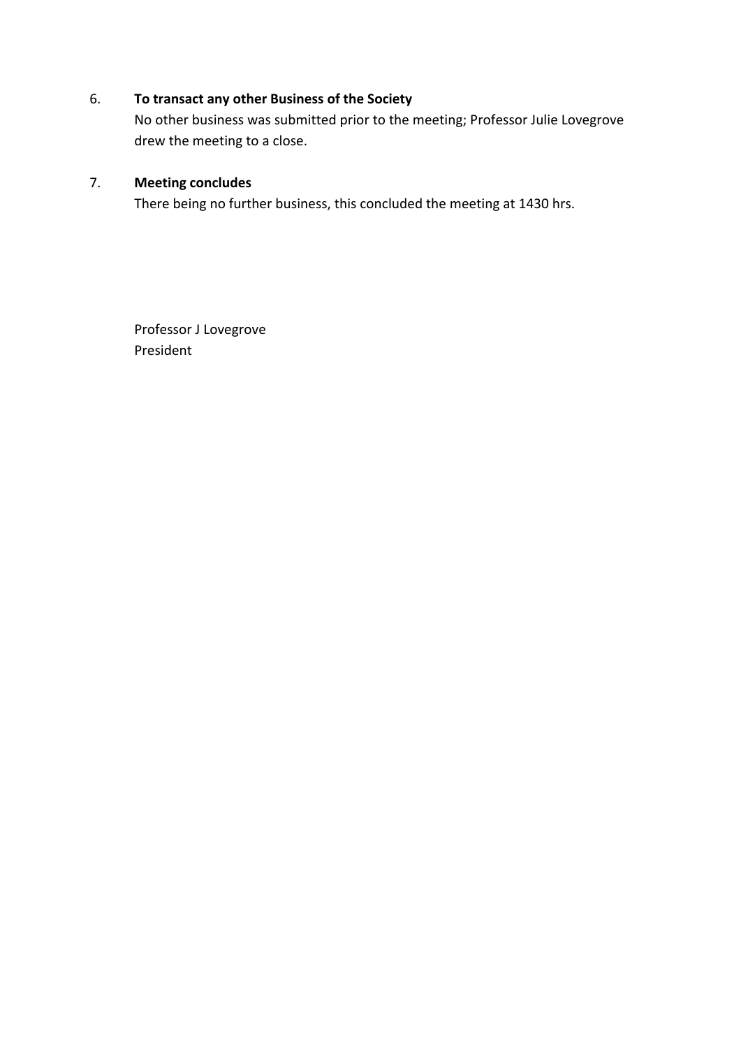6. **To transact any other Business of the Society**

   No other business was submitted prior to the meeting; Professor Julie Lovegrove drew the meeting to a close.

7. **Meeting concludes**

   There being no further business, this concluded the meeting at 1430 hrs.

Professor J Lovegrove
President